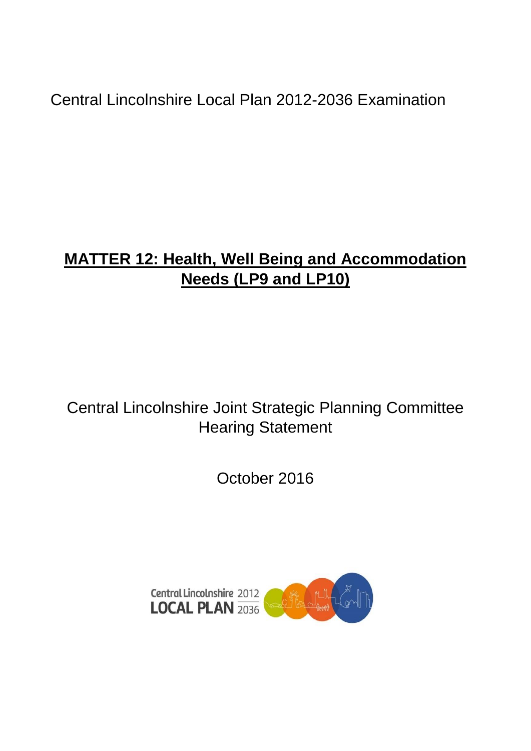Central Lincolnshire Local Plan 2012-2036 Examination

# MATTER 12: Health, Well Being and Accommodation Needs (LP9 and LP10)

Central Lincolnshire Joint Strategic Planning Committee Hearing Statement

October 2016

Central Lincolnshire 2012
LOCAL PLAN 2036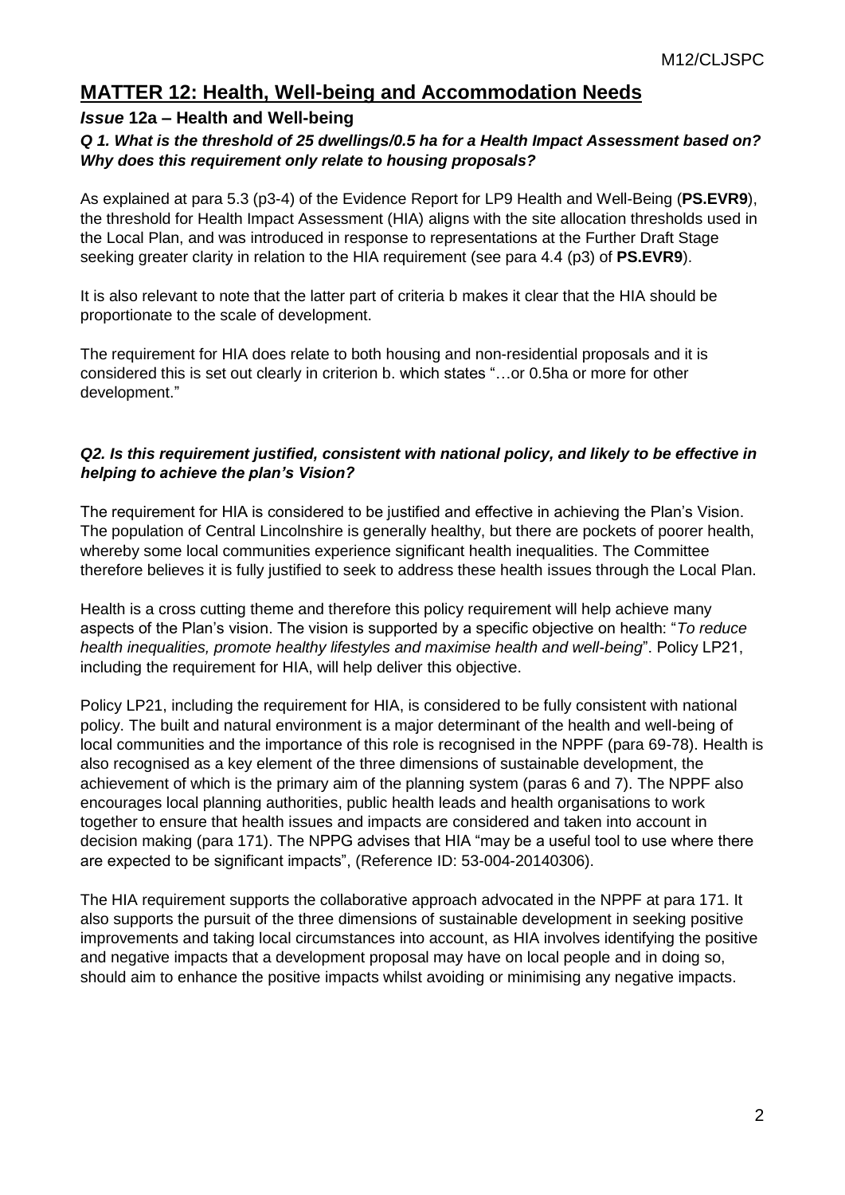## MATTER 12: Health, Well-being and Accommodation Needs

### *Issue* 12a – Health and Well-being

***Q 1. What is the threshold of 25 dwellings/0.5 ha for a Health Impact Assessment based on? Why does this requirement only relate to housing proposals?***

As explained at para 5.3 (p3-4) of the Evidence Report for LP9 Health and Well-Being (**PS.EVR9**), the threshold for Health Impact Assessment (HIA) aligns with the site allocation thresholds used in the Local Plan, and was introduced in response to representations at the Further Draft Stage seeking greater clarity in relation to the HIA requirement (see para 4.4 (p3) of **PS.EVR9**).

It is also relevant to note that the latter part of criteria b makes it clear that the HIA should be proportionate to the scale of development.

The requirement for HIA does relate to both housing and non-residential proposals and it is considered this is set out clearly in criterion b. which states "…or 0.5ha or more for other development."

***Q2. Is this requirement justified, consistent with national policy, and likely to be effective in helping to achieve the plan's Vision?***

The requirement for HIA is considered to be justified and effective in achieving the Plan's Vision. The population of Central Lincolnshire is generally healthy, but there are pockets of poorer health, whereby some local communities experience significant health inequalities. The Committee therefore believes it is fully justified to seek to address these health issues through the Local Plan.

Health is a cross cutting theme and therefore this policy requirement will help achieve many aspects of the Plan's vision. The vision is supported by a specific objective on health: "*To reduce health inequalities, promote healthy lifestyles and maximise health and well-being*". Policy LP21, including the requirement for HIA, will help deliver this objective.

Policy LP21, including the requirement for HIA, is considered to be fully consistent with national policy. The built and natural environment is a major determinant of the health and well-being of local communities and the importance of this role is recognised in the NPPF (para 69-78). Health is also recognised as a key element of the three dimensions of sustainable development, the achievement of which is the primary aim of the planning system (paras 6 and 7). The NPPF also encourages local planning authorities, public health leads and health organisations to work together to ensure that health issues and impacts are considered and taken into account in decision making (para 171). The NPPG advises that HIA "may be a useful tool to use where there are expected to be significant impacts", (Reference ID: 53-004-20140306).

The HIA requirement supports the collaborative approach advocated in the NPPF at para 171. It also supports the pursuit of the three dimensions of sustainable development in seeking positive improvements and taking local circumstances into account, as HIA involves identifying the positive and negative impacts that a development proposal may have on local people and in doing so, should aim to enhance the positive impacts whilst avoiding or minimising any negative impacts.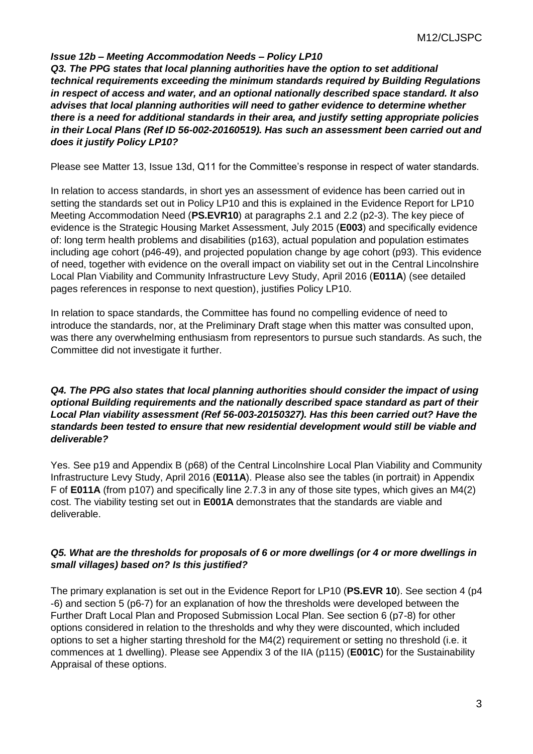***Issue 12b – Meeting Accommodation Needs – Policy LP10***

***Q3. The PPG states that local planning authorities have the option to set additional technical requirements exceeding the minimum standards required by Building Regulations in respect of access and water, and an optional nationally described space standard. It also advises that local planning authorities will need to gather evidence to determine whether there is a need for additional standards in their area, and justify setting appropriate policies in their Local Plans (Ref ID 56-002-20160519). Has such an assessment been carried out and does it justify Policy LP10?***

Please see Matter 13, Issue 13d, Q11 for the Committee's response in respect of water standards.

In relation to access standards, in short yes an assessment of evidence has been carried out in setting the standards set out in Policy LP10 and this is explained in the Evidence Report for LP10 Meeting Accommodation Need (**PS.EVR10**) at paragraphs 2.1 and 2.2 (p2-3). The key piece of evidence is the Strategic Housing Market Assessment, July 2015 (**E003**) and specifically evidence of: long term health problems and disabilities (p163), actual population and population estimates including age cohort (p46-49), and projected population change by age cohort (p93). This evidence of need, together with evidence on the overall impact on viability set out in the Central Lincolnshire Local Plan Viability and Community Infrastructure Levy Study, April 2016 (**E011A**) (see detailed pages references in response to next question), justifies Policy LP10.

In relation to space standards, the Committee has found no compelling evidence of need to introduce the standards, nor, at the Preliminary Draft stage when this matter was consulted upon, was there any overwhelming enthusiasm from representors to pursue such standards. As such, the Committee did not investigate it further.

***Q4. The PPG also states that local planning authorities should consider the impact of using optional Building requirements and the nationally described space standard as part of their Local Plan viability assessment (Ref 56-003-20150327). Has this been carried out? Have the standards been tested to ensure that new residential development would still be viable and deliverable?***

Yes. See p19 and Appendix B (p68) of the Central Lincolnshire Local Plan Viability and Community Infrastructure Levy Study, April 2016 (**E011A**). Please also see the tables (in portrait) in Appendix F of **E011A** (from p107) and specifically line 2.7.3 in any of those site types, which gives an M4(2) cost. The viability testing set out in **E001A** demonstrates that the standards are viable and deliverable.

***Q5. What are the thresholds for proposals of 6 or more dwellings (or 4 or more dwellings in small villages) based on? Is this justified?***

The primary explanation is set out in the Evidence Report for LP10 (**PS.EVR 10**). See section 4 (p4 -6) and section 5 (p6-7) for an explanation of how the thresholds were developed between the Further Draft Local Plan and Proposed Submission Local Plan. See section 6 (p7-8) for other options considered in relation to the thresholds and why they were discounted, which included options to set a higher starting threshold for the M4(2) requirement or setting no threshold (i.e. it commences at 1 dwelling). Please see Appendix 3 of the IIA (p115) (**E001C**) for the Sustainability Appraisal of these options.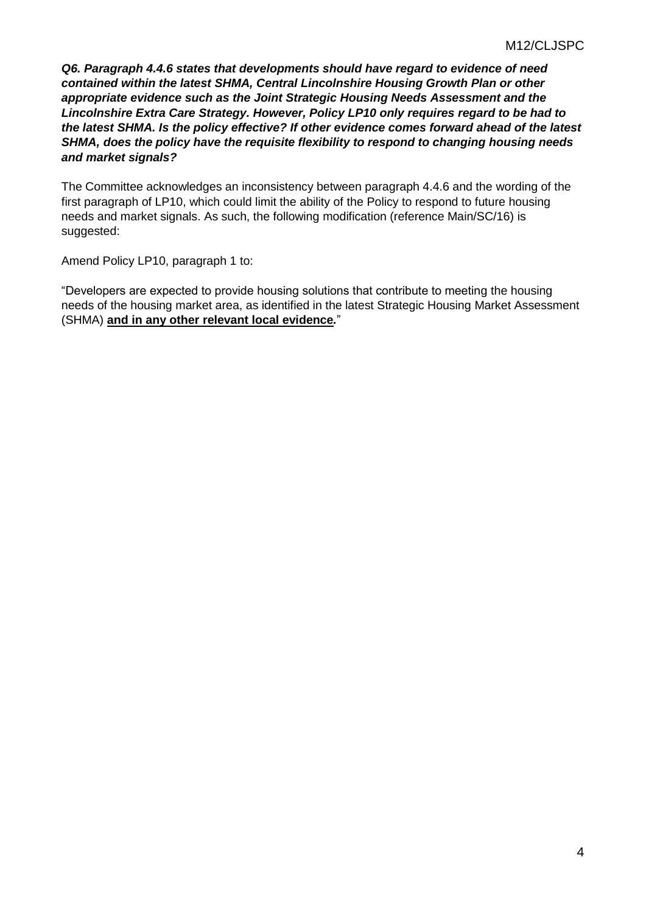***Q6. Paragraph 4.4.6 states that developments should have regard to evidence of need contained within the latest SHMA, Central Lincolnshire Housing Growth Plan or other appropriate evidence such as the Joint Strategic Housing Needs Assessment and the Lincolnshire Extra Care Strategy. However, Policy LP10 only requires regard to be had to the latest SHMA. Is the policy effective? If other evidence comes forward ahead of the latest SHMA, does the policy have the requisite flexibility to respond to changing housing needs and market signals?***

The Committee acknowledges an inconsistency between paragraph 4.4.6 and the wording of the first paragraph of LP10, which could limit the ability of the Policy to respond to future housing needs and market signals. As such, the following modification (reference Main/SC/16) is suggested:

Amend Policy LP10, paragraph 1 to:

"Developers are expected to provide housing solutions that contribute to meeting the housing needs of the housing market area, as identified in the latest Strategic Housing Market Assessment (SHMA) **and in any other relevant local evidence.**"